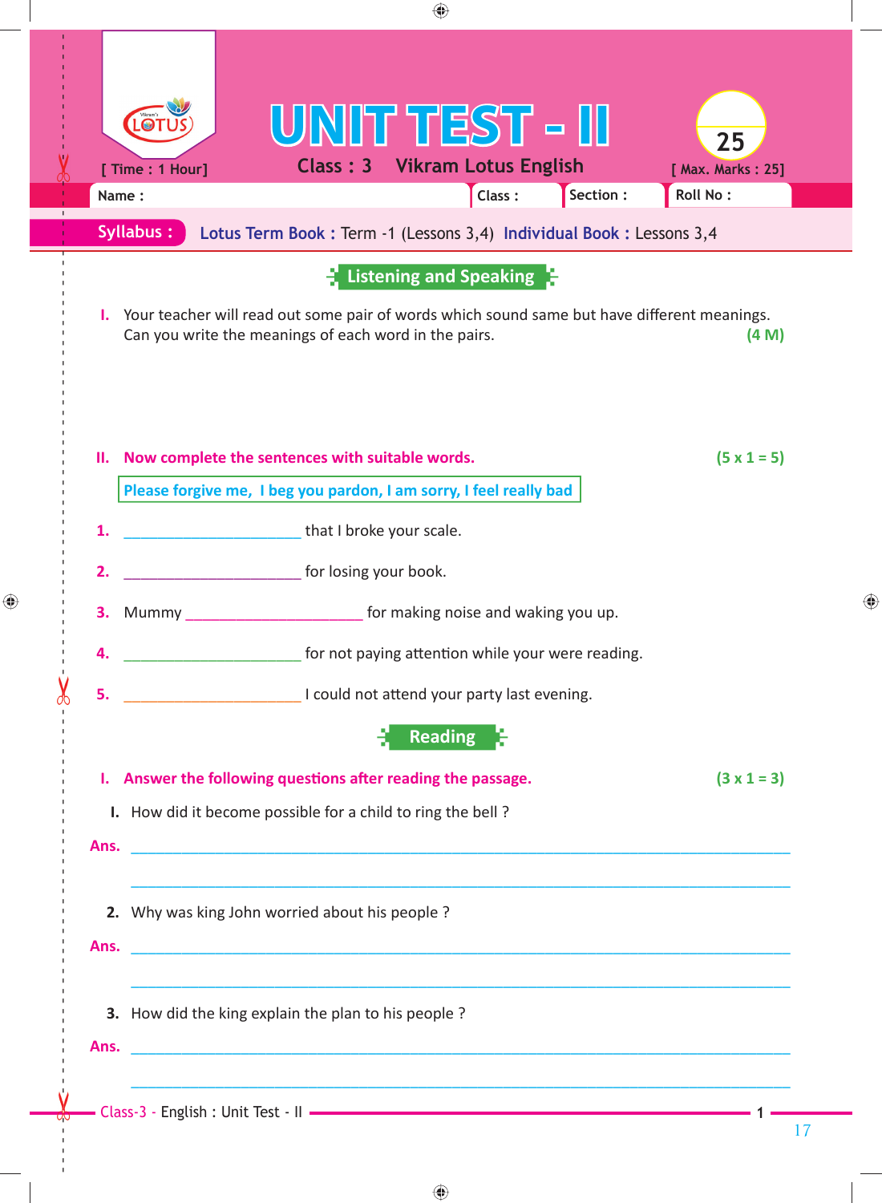# UNIT TEST - II

[ Time : 1 Hour]

Class : 3 Vikram Lotus English

25

[ Max. Marks : 25]

Name : Class : Section : Roll No :

**Syllabus :** **Lotus Term Book :** Term -1 (Lessons 3,4) **Individual Book :** Lessons 3,4

## Listening and Speaking

**I.** Your teacher will read out some pair of words which sound same but have different meanings. Can you write the meanings of each word in the pairs. **(4 M)**

**II. Now complete the sentences with suitable words.** **(5 x 1 = 5)**

| Please forgive me, I beg you pardon, I am sorry, I feel really bad |
|---|

1. ______________________ that I broke your scale.
2. ______________________ for losing your book.
3. Mummy ______________________ for making noise and waking you up.
4. ______________________ for not paying attention while your were reading.
5. ______________________ I could not attend your party last evening.

## Reading

**I. Answer the following questions after reading the passage.** **(3 x 1 = 3)**

I. How did it become possible for a child to ring the bell ?

**Ans.** ______________________________________________________________

______________________________________________________________

2. Why was king John worried about his people ?

**Ans.** ______________________________________________________________

______________________________________________________________

3. How did the king explain the plan to his people ?

**Ans.** ______________________________________________________________

______________________________________________________________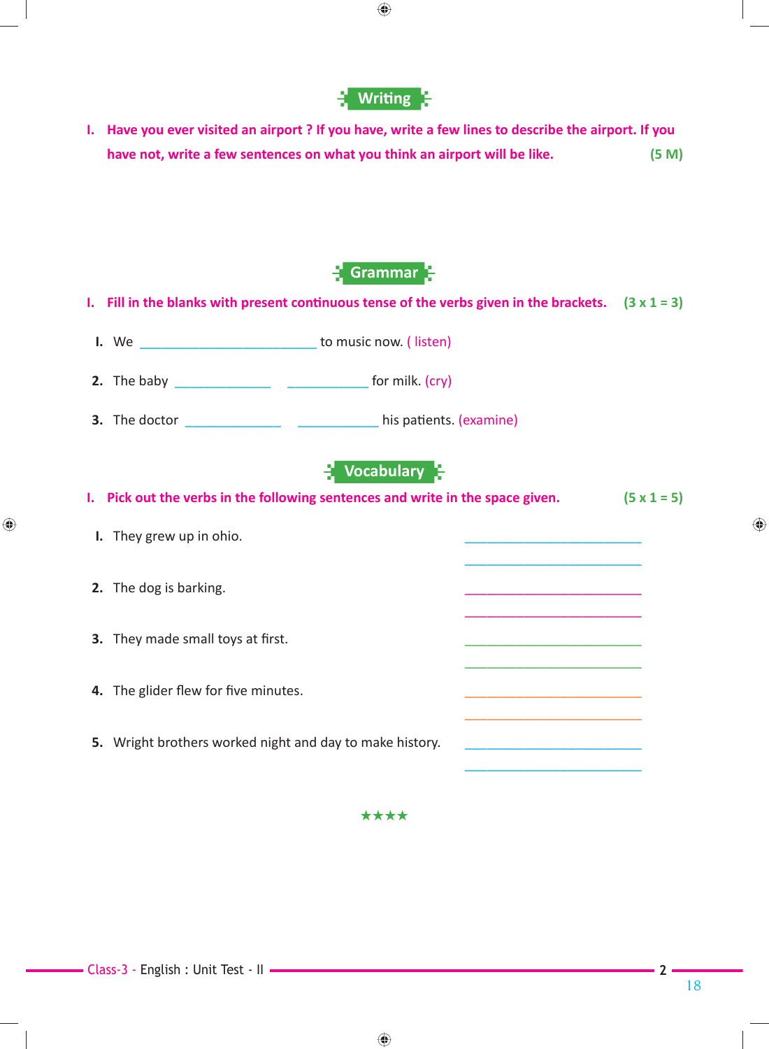## Writing

I. **Have you ever visited an airport ? If you have, write a few lines to describe the airport. If you have not, write a few sentences on what you think an airport will be like.** (5 M)

## Grammar

I. **Fill in the blanks with present continuous tense of the verbs given in the brackets.** (3 x 1 = 3)

1. We ________________________ to music now. ( listen)
2. The baby _____________ ___________ for milk. (cry)
3. The doctor _____________ ___________ his patients. (examine)

## Vocabulary

I. **Pick out the verbs in the following sentences and write in the space given.** (5 x 1 = 5)

1. They grew up in ohio. ________________________ ________________________
2. The dog is barking. ________________________ ________________________
3. They made small toys at first. ________________________ ________________________
4. The glider flew for five minutes. ________________________ ________________________
5. Wright brothers worked night and day to make history. ________________________ ________________________

★★★★